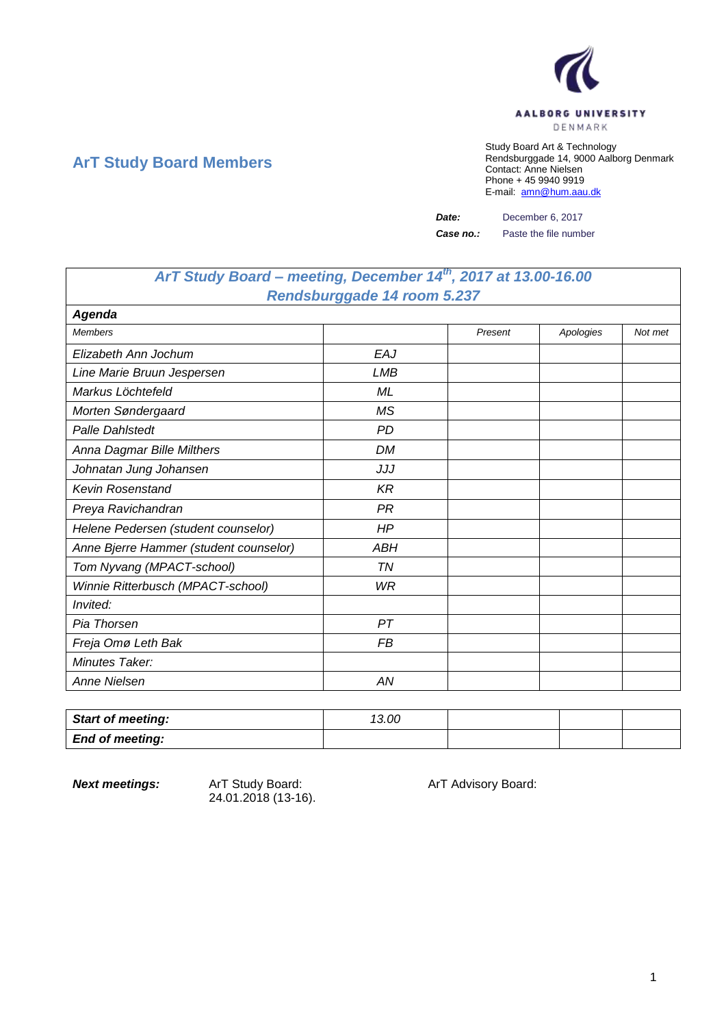AALBORG UNIVERSITY
DENMARK

## ArT Study Board Members

Study Board Art & Technology
Rendsburggade 14, 9000 Aalborg Denmark
Contact: Anne Nielsen
Phone + 45 9940 9919
E-mail: amn@hum.aau.dk

**Date:** December 6, 2017

**Case no.:** Paste the file number

| *ArT Study Board – meeting, December 14th, 2017 at 13.00-16.00 Rendsburggade 14 room 5.237* | | | | |
|---|---|---|---|---|
| ***Agenda*** | | | | |
| *Members* | | *Present* | *Apologies* | *Not met* |
| *Elizabeth Ann Jochum* | *EAJ* | | | |
| *Line Marie Bruun Jespersen* | *LMB* | | | |
| *Markus Löchtefeld* | *ML* | | | |
| *Morten Søndergaard* | *MS* | | | |
| *Palle Dahlstedt* | *PD* | | | |
| *Anna Dagmar Bille Milthers* | *DM* | | | |
| *Johnatan Jung Johansen* | *JJJ* | | | |
| *Kevin Rosenstand* | *KR* | | | |
| *Preya Ravichandran* | *PR* | | | |
| *Helene Pedersen (student counselor)* | *HP* | | | |
| *Anne Bjerre Hammer (student counselor)* | *ABH* | | | |
| *Tom Nyvang (MPACT-school)* | *TN* | | | |
| *Winnie Ritterbusch (MPACT-school)* | *WR* | | | |
| *Invited:* | | | | |
| *Pia Thorsen* | *PT* | | | |
| *Freja Omø Leth Bak* | *FB* | | | |
| *Minutes Taker:* | | | | |
| *Anne Nielsen* | *AN* | | | |

| ***Start of meeting:*** | *13.00* | | | |
|---|---|---|---|---|
| ***End of meeting:*** | | | | |

***Next meetings:*** ArT Study Board: 24.01.2018 (13-16). ArT Advisory Board: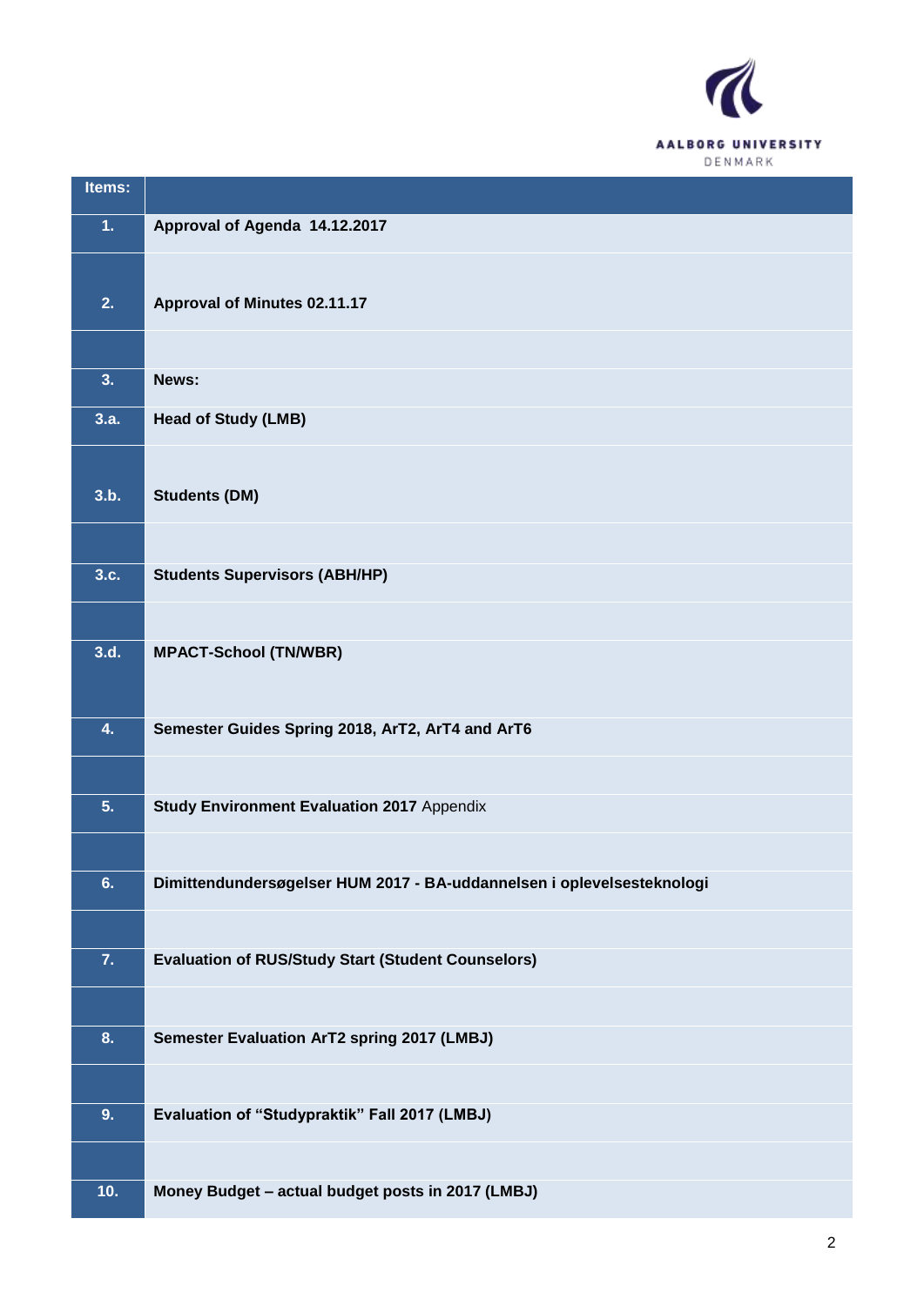| Items: | |
|---|---|
| **1.** | **Approval of Agenda 14.12.2017** |
| **2.** | **Approval of Minutes 02.11.17** |
| | |
| **3.** | **News:** |
| **3.a.** | **Head of Study (LMB)** |
| **3.b.** | **Students (DM)** |
| | |
| **3.c.** | **Students Supervisors (ABH/HP)** |
| | |
| **3.d.** | **MPACT-School (TN/WBR)** |
| **4.** | **Semester Guides Spring 2018, ArT2, ArT4 and ArT6** |
| | |
| **5.** | **Study Environment Evaluation 2017** Appendix |
| | |
| **6.** | **Dimittendundersøgelser HUM 2017 - BA-uddannelsen i oplevelsesteknologi** |
| | |
| **7.** | **Evaluation of RUS/Study Start (Student Counselors)** |
| | |
| **8.** | **Semester Evaluation ArT2 spring 2017 (LMBJ)** |
| | |
| **9.** | **Evaluation of "Studypraktik" Fall 2017 (LMBJ)** |
| | |
| **10.** | **Money Budget – actual budget posts in 2017 (LMBJ)** |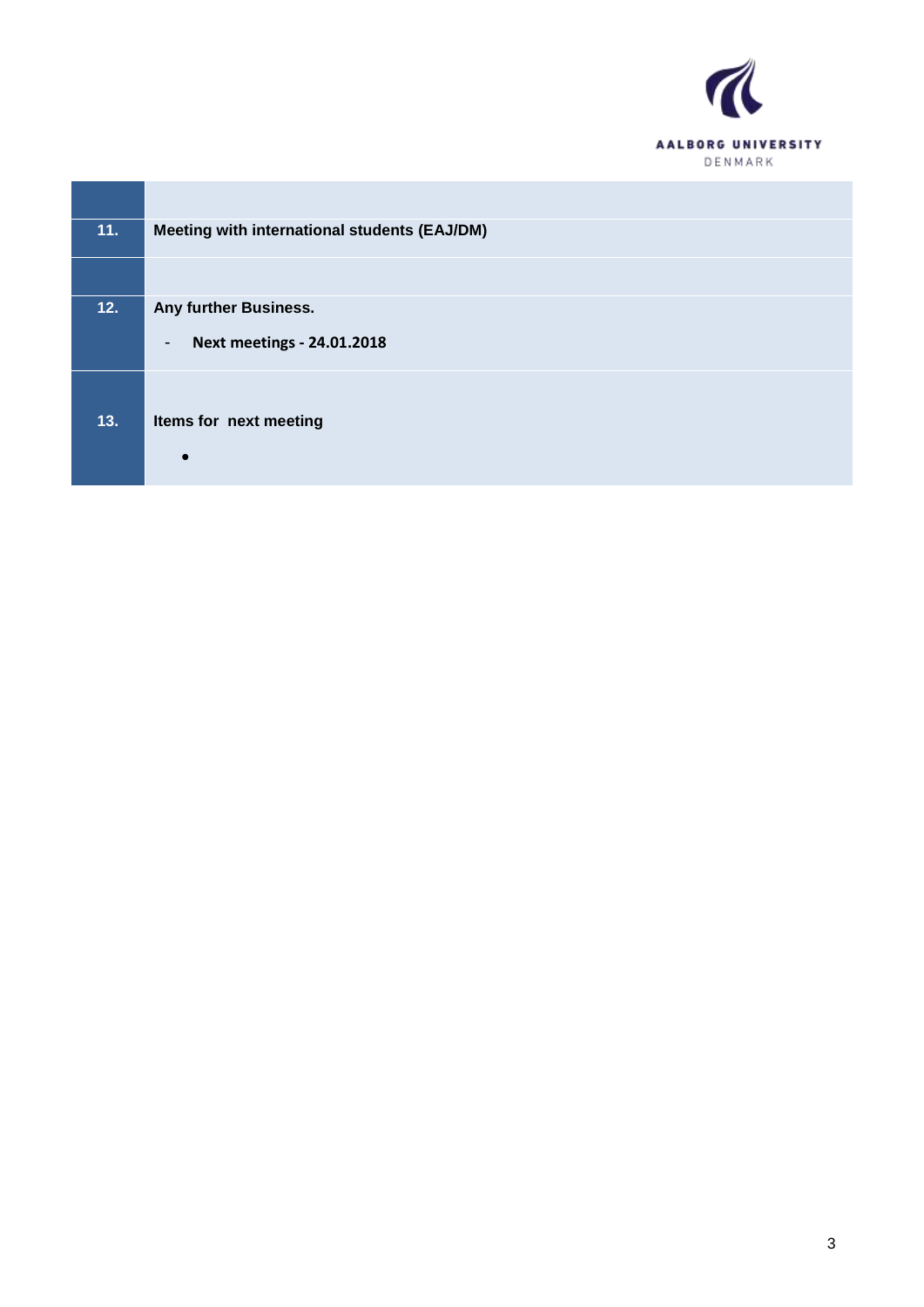AALBORG UNIVERSITY
DENMARK

| | |
|---|---|
| | |
| **11.** | **Meeting with international students (EAJ/DM)** |
| | |
| **12.** | **Any further Business.**<br>- **Next meetings - 24.01.2018** |
| **13.** | **Items for next meeting**<br>• |